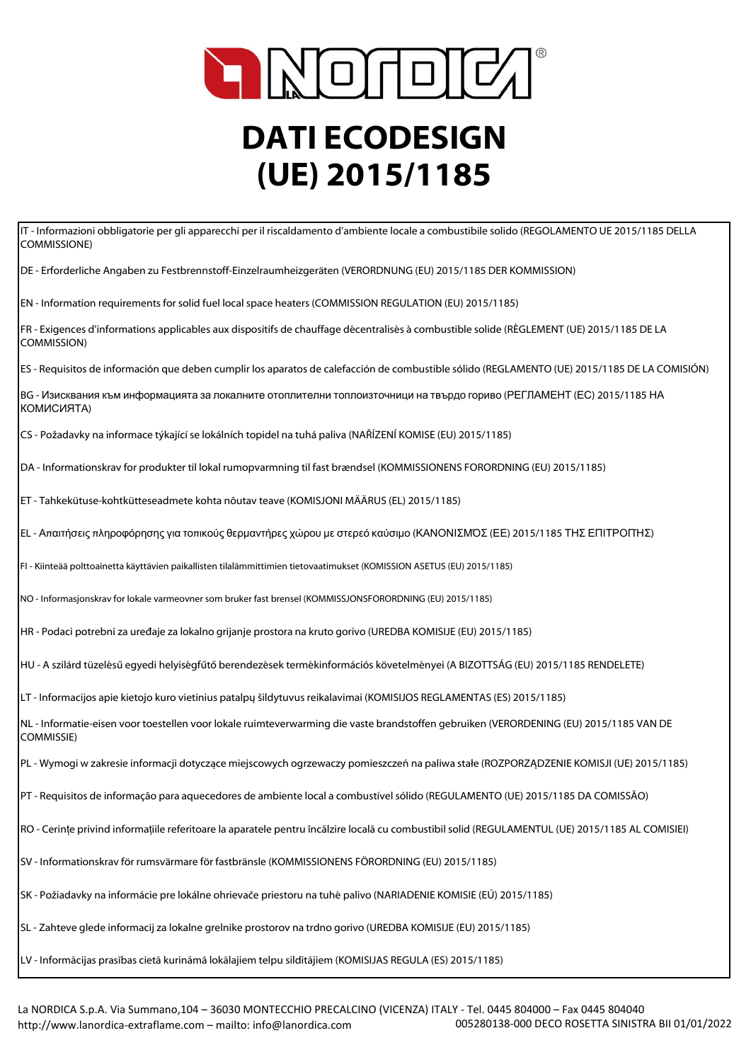# DATI ECODESIGN (UE) 2015/1185

IT - Informazioni obbligatorie per gli apparecchi per il riscaldamento d'ambiente locale a combustibile solido (REGOLAMENTO UE 2015/1185 DELLA COMMISSIONE)

DE - Erforderliche Angaben zu Festbrennstoff-Einzelraumheizgeräten (VERORDNUNG (EU) 2015/1185 DER KOMMISSION)

EN - Information requirements for solid fuel local space heaters (COMMISSION REGULATION (EU) 2015/1185)

FR - Exigences d'informations applicables aux dispositifs de chauffage décentralisés à combustible solide (RÈGLEMENT (UE) 2015/1185 DE LA COMMISSION)

ES - Requisitos de información que deben cumplir los aparatos de calefacción de combustible sólido (REGLAMENTO (UE) 2015/1185 DE LA COMISIÓN)

BG - Изисквания към информацията за локалните отоплителни топлоизточници на твърдо гориво (РЕГЛАМЕНТ (ЕС) 2015/1185 НА КОМИСИЯТА)

CS - Požadavky na informace týkající se lokálních topidel na tuhá paliva (NAŘÍZENÍ KOMISE (EU) 2015/1185)

DA - Informationskrav for produkter til lokal rumopvarmning til fast brændsel (KOMMISSIONENS FORORDNING (EU) 2015/1185)

ET - Tahkekütuse-kohtkütteseadmete kohta nõutav teave (KOMISJONI MÄÄRUS (EL) 2015/1185)

EL - Απαιτήσεις πληροφόρησης για τοπικούς θερμαντήρες χώρου με στερεό καύσιμο (ΚΑΝΟΝΙΣΜΌΣ (ΕΕ) 2015/1185 ΤΗΣ ΕΠΙΤΡΟΠΗΣ)

FI - Kiinteää polttoainetta käyttävien paikallisten tilalämmittimien tietovaatimukset (KOMISSION ASETUS (EU) 2015/1185)

NO - Informasjonskrav for lokale varmeovner som bruker fast brensel (KOMMISSJONSFORORDNING (EU) 2015/1185)

HR - Podaci potrebni za uređaje za lokalno grijanje prostora na kruto gorivo (UREDBA KOMISIJE (EU) 2015/1185)

HU - A szilárd tüzelésű egyedi helyiségfűtő berendezések termékinformációs követelményei (A BIZOTTSÁG (EU) 2015/1185 RENDELETE)

LT - Informacijos apie kietojo kuro vietinius patalpų šildytuvus reikalavimai (KOMISIJOS REGLAMENTAS (ES) 2015/1185)

NL - Informatie-eisen voor toestellen voor lokale ruimteverwarming die vaste brandstoffen gebruiken (VERORDENING (EU) 2015/1185 VAN DE COMMISSIE)

PL - Wymogi w zakresie informacji dotyczące miejscowych ogrzewaczy pomieszczeń na paliwa stałe (ROZPORZĄDZENIE KOMISJI (UE) 2015/1185)

PT - Requisitos de informação para aquecedores de ambiente local a combustível sólido (REGULAMENTO (UE) 2015/1185 DA COMISSÃO)

RO - Cerințe privind informațiile referitoare la aparatele pentru încălzire locală cu combustibil solid (REGULAMENTUL (UE) 2015/1185 AL COMISIEI)

SV - Informationskrav för rumsvärmare för fastbränsle (KOMMISSIONENS FÖRORDNING (EU) 2015/1185)

SK - Požiadavky na informácie pre lokálne ohrievače priestoru na tuhé palivo (NARIADENIE KOMISIE (EÚ) 2015/1185)

SL - Zahteve glede informacij za lokalne grelnike prostorov na trdno gorivo (UREDBA KOMISIJE (EU) 2015/1185)

LV - Informācijas prasības cietā kurināmā lokālajiem telpu sildītājiem (KOMISIJAS REGULA (ES) 2015/1185)

La NORDICA S.p.A. Via Summano,104 – 36030 MONTECCHIO PRECALCINO (VICENZA) ITALY - Tel. 0445 804000 – Fax 0445 804040
http://www.lanordica-extraflame.com – mailto: info@lanordica.com
005280138-000 DECO ROSETTA SINISTRA BII 01/01/2022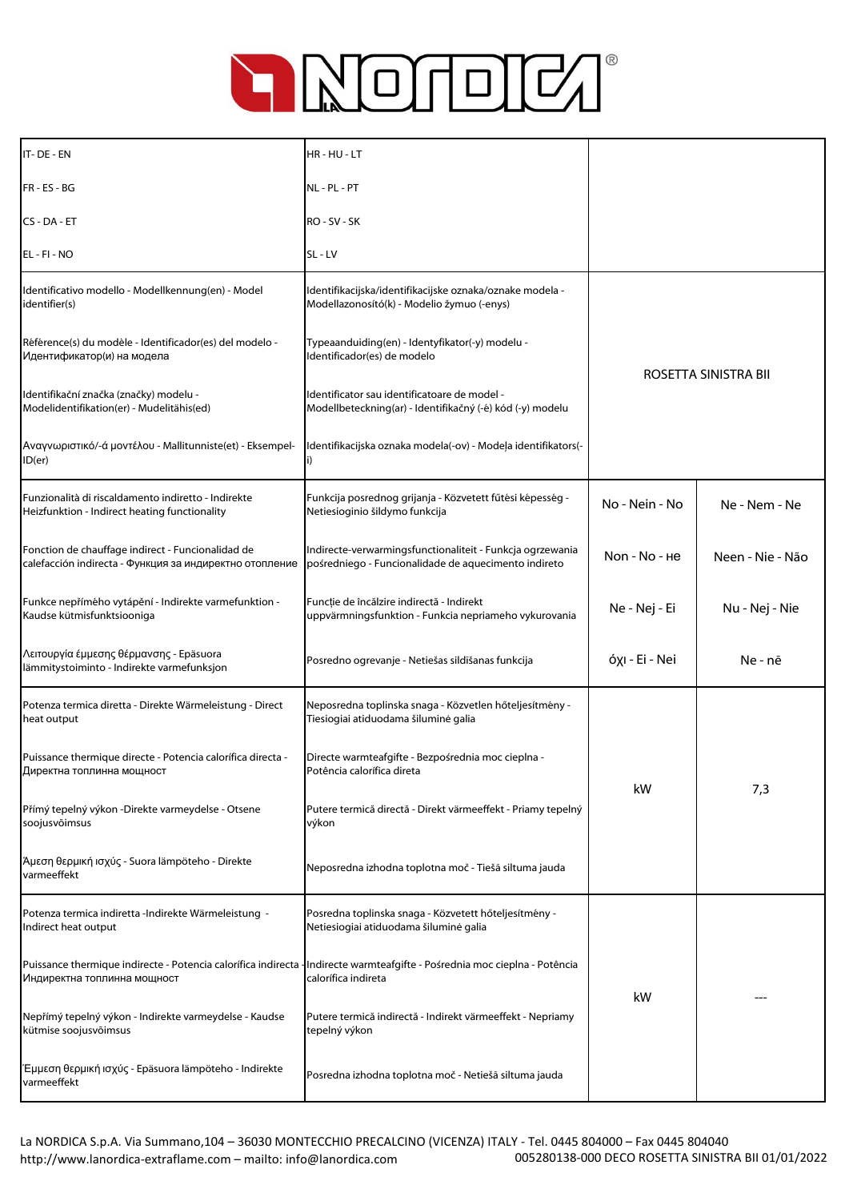# LA NORDICA

| IT- DE - EN<br>FR - ES - BG<br>CS - DA - ET<br>EL - FI - NO | HR - HU - LT<br>NL - PL - PT<br>RO - SV - SK<br>SL - LV | | |
|---|---|---|---|
| Identificativo modello - Modellkennung(en) - Model identifier(s)<br>Référence(s) du modèle - Identificador(es) del modelo - Идентификатор(и) на модела<br>Identifikační značka (značky) modelu - Modelidentifikation(er) - Mudelitähis(ed)<br>Αναγνωριστικό/-ά μοντέλου - Mallitunniste(et) - Eksempel-ID(er) | Identifikacijska/identifikacijske oznaka/oznake modela - Modellazonosító(k) - Modelio žymuo (-enys)<br>Typeaanduiding(en) - Identyfikator(-y) modelu - Identificador(es) de modelo<br>Identificator sau identificatoare de model - Modellbeteckning(ar) - Identifikačný (-é) kód (-y) modelu<br>Identifikacijska oznaka modela(-ov) - Modeļa identifikators(-i) | ROSETTA SINISTRA BII | |
| Funzionalità di riscaldamento indiretto - Indirekte Heizfunktion - Indirect heating functionality<br>Fonction de chauffage indirect - Funcionalidad de calefacción indirecta - Функция за индиректно отопление<br>Funkce nepřímého vytápění - Indirekte varmefunktion - Kaudse kütmisfunktsiooniga<br>Λειτουργία έμμεσης θέρμανσης - Epäsuora lämmitystoiminto - Indirekte varmefunksjon | Funkcija posrednog grijanja - Közvetett fűtési képesség - Netiesioginio šildymo funkcija<br>Indirecte-verwarmingsfunctionaliteit - Funkcja ogrzewania pośredniego - Funcionalidade de aquecimento indireto<br>Funcție de încălzire indirectă - Indirekt uppvärmningsfunktion - Funkcia nepriameho vykurovania<br>Posredno ogrevanje - Netiešas sildīšanas funkcija | No - Nein - No<br>Non - No - не<br>Ne - Nej - Ei<br>όχι - Ei - Nei | Ne - Nem - Ne<br>Neen - Nie - Não<br>Nu - Nej - Nie<br>Ne - nē |
| Potenza termica diretta - Direkte Wärmeleistung - Direct heat output<br>Puissance thermique directe - Potencia calorífica directa - Директна топлинна мощност<br>Přímý tepelný výkon -Direkte varmeydelse - Otsene soojusvõimsus<br>Άμεση θερμική ισχύς - Suora lämpöteho - Direkte varmeeffekt | Neposredna toplinska snaga - Közvetlen hőteljesítmény - Tiesiogiai atiduodama šiluminė galia<br>Directe warmteafgifte - Bezpośrednia moc cieplna - Potência calorífica direta<br>Putere termică directă - Direkt värmeeffekt - Priamy tepelný výkon<br>Neposredna izhodna toplotna moč - Tiešā siltuma jauda | kW | 7,3 |
| Potenza termica indiretta -Indirekte Wärmeleistung - Indirect heat output<br>Puissance thermique indirecte - Potencia calorífica indirecta - Индиректна топлинна мощност<br>Nepřímý tepelný výkon - Indirekte varmeydelse - Kaudse kütmise soojusvõimsus<br>Έμμεση θερμική ισχύς - Epäsuora lämpöteho - Indirekte varmeeffekt | Posredna toplinska snaga - Közvetett hőteljesítmény - Netiesiogiai atiduodama šiluminė galia<br>Indirecte warmteafgifte - Pośrednia moc cieplna - Potência calorífica indireta<br>Putere termică indirectă - Indirekt värmeeffekt - Nepriamy tepelný výkon<br>Posredna izhodna toplotna moč - Netiešā siltuma jauda | kW | --- |

La NORDICA S.p.A. Via Summano,104 – 36030 MONTECCHIO PRECALCINO (VICENZA) ITALY - Tel. 0445 804000 – Fax 0445 804040
http://www.lanordica-extraflame.com – mailto: info@lanordica.com 005280138-000 DECO ROSETTA SINISTRA BII 01/01/2022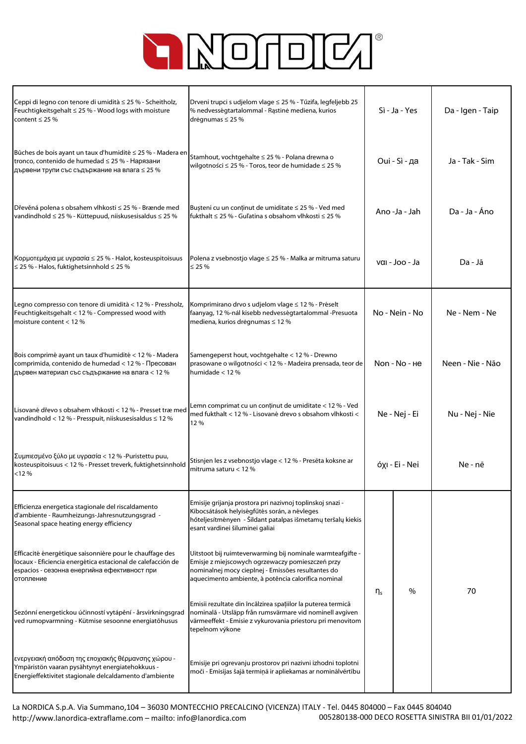# LA NORDICA®

| | | | |
|---|---|---|---|
| Ceppi di legno con tenore di umidità ≤ 25 % - Scheitholz, Feuchtigkeitsgehalt ≤ 25 % - Wood logs with moisture content ≤ 25 % | Drveni trupci s udjelom vlage ≤ 25 % - Tűzifa, legfeljebb 25 % nedvességtartalommal - Rąstinė mediena, kurios drėgnumas ≤ 25 % | Sì - Ja - Yes | Da - Igen - Taip |
| Bûches de bois ayant un taux d'humidité ≤ 25 % - Madera en tronco, contenido de humedad ≤ 25 % - Нарязани дървени трупи със съдържание на влага ≤ 25 % | Stamhout, vochtgehalte ≤ 25 % - Polana drewna o wilgotności ≤ 25 % - Toros, teor de humidade ≤ 25 % | Oui - Sì - да | Ja - Tak - Sim |
| Dřevěná polena s obsahem vlhkosti ≤ 25 % - Brænde med vandindhold ≤ 25 % - Küttepuud, niiskusesisaldus ≤ 25 % | Buşteni cu un conţinut de umiditate ≤ 25 % - Ved med fukthalt ≤ 25 % - Guľatina s obsahom vlhkosti ≤ 25 % | Ano -Ja - Jah | Da - Ja - Áno |
| Κορμοτεμάχια με υγρασία ≤ 25 % - Halot, kosteuspitoisuus ≤ 25 % - Halos, fuktighetsinnhold ≤ 25 % | Polena z vsebnostjo vlage ≤ 25 % - Malka ar mitruma saturu ≤ 25 % | ναι - Joo - Ja | Da - Jā |
| Legno compresso con tenore di umidità < 12 % - Pressholz, Feuchtigkeitsgehalt < 12 % - Compressed wood with moisture content < 12 % | Komprimirano drvo s udjelom vlage ≤ 12 % - Préselt faanyag, 12 %-nál kisebb nedvességtartalommal -Presuota mediena, kurios drėgnumas ≤ 12 % | No - Nein - No | Ne - Nem - Ne |
| Bois comprimé ayant un taux d'humidité < 12 % - Madera comprimida, contenido de humedad < 12 % - Пресован дървен материал със съдържание на влага < 12 % | Samengeperst hout, vochtgehalte < 12 % - Drewno prasowane o wilgotności < 12 % - Madeira prensada, teor de humidade < 12 % | Non - No - не | Neen - Nie - Não |
| Lisované dřevo s obsahem vlhkosti < 12 % - Presset træ med vandindhold < 12 % - Presspuit, niiskusesisaldus ≤ 12 % | Lemn comprimat cu un conţinut de umiditate < 12 % - Ved med fukthalt < 12 % - Lisované drevo s obsahom vlhkosti < 12 % | Ne - Nej - Ei | Nu - Nej - Nie |
| Συμπιεσμένο ξύλο με υγρασία < 12 % -Puristettu puu, kosteuspitoisuus < 12 % - Presset treverk, fuktighetsinnhold <12 % | Stisnjen les z vsebnostjo vlage < 12 % - Presēta koksne ar mitruma saturu < 12 % | όχι - Ei - Nei | Ne - nē |
| Efficienza energetica stagionale del riscaldamento d'ambiente - Raumheizungs-Jahresnutzungsgrad - Seasonal space heating energy efficiency<br>Efficacité énergétique saisonnière pour le chauffage des locaux - Eficiencia energética estacional de calefacción de espacios - сезонна енергийна ефективност при отопление<br>Sezónní energetickou účinností vytápění - årsvirkningsgrad ved rumopvarmning - Kütmise sesoonne energiatõhusus<br>ενεργειακή απόδοση της εποχιακής θέρμανσης χώρου - Ympäristön vaaran pysähtynyt energiatehokkuus - Energieffektivitet stagionale delcaldamento d'ambiente | Emisije grijanja prostora pri nazivnoj toplinskoj snazi - Kibocsátások helyiségfűtés során, a névleges hőteljesítményen - Šildant patalpas išmetamų teršalų kiekis esant vardinei šiluminei galiai<br>Uitstoot bij ruimteverwarming bij nominale warmteafgifte - Emisje z miejscowych ogrzewaczy pomieszczeń przy nominalnej mocy cieplnej - Emissões resultantes do aquecimento ambiente, à potência calorífica nominal<br>Emisii rezultate din încălzirea spaţiilor la puterea termică nominală - Utsläpp från rumsvärmare vid nominell avgiven värmeeffekt - Emisie z vykurovania priestoru pri menovitom tepelnom výkone<br>Emisije pri ogrevanju prostorov pri nazivni izhodni toplotni moči - Emisijas šajā terminā ir apliekamas ar nominālvērtību | $\eta_s$ % | 70 |

La NORDICA S.p.A. Via Summano,104 – 36030 MONTECCHIO PRECALCINO (VICENZA) ITALY - Tel. 0445 804000 – Fax 0445 804040
http://www.lanordica-extraflame.com – mailto: info@lanordica.com 005280138-000 DECO ROSETTA SINISTRA BII 01/01/2022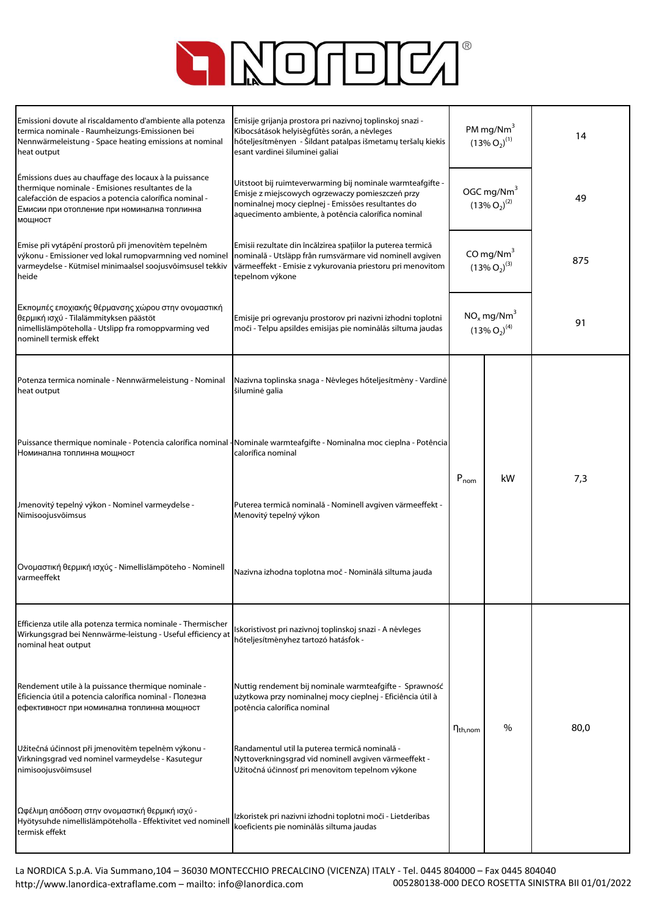| | | | | |
|---|---|---|---|---|
| Emissioni dovute al riscaldamento d'ambiente alla potenza termica nominale - Raumheizungs-Emissionen bei Nennwärmeleistung - Space heating emissions at nominal heat output<br><br>Émissions dues au chauffage des locaux à la puissance thermique nominale - Emisiones resultantes de la calefacción de espacios a potencia calorífica nominal - Емисии при отопление при номинална топлинна мощност<br><br>Emise při vytápění prostorů při jmenovitém tepelném výkonu - Emissioner ved lokal rumopvarmning ved nominel varmeydelse - Kütmisel minimaalsel soojusvõimsusel tekkiv heide<br><br>Εκπομπές εποχιακής θέρμανσης χώρου στην ονομαστική θερμική ισχύ - Tilalämmityksen päästöt nimellislämpöteholla - Utslipp fra romoppvarming ved nominell termisk effekt | Emisije grijanja prostora pri nazivnoj toplinskoj snazi - Kibocsátások helyiségfűtés során, a névleges hőteljesítményen - Šildant patalpas išmetamų teršalų kiekis esant vardinei šiluminei galiai<br><br>Uitstoot bij ruimteverwarming bij nominale warmteafgifte - Emisje z miejscowych ogrzewaczy pomieszczeń przy nominalnej mocy cieplnej - Emissões resultantes do aquecimento ambiente, à potência calorífica nominal<br><br>Emisii rezultate din încălzirea spațiilor la puterea termică nominală - Utsläpp från rumsvärmare vid nominell avgiven värmeeffekt - Emisie z vykurovania priestoru pri menovitom tepelnom výkone<br><br>Emisije pri ogrevanju prostorov pri nazivni izhodni toplotni moči - Telpu apsildes emisijas pie nominālās siltuma jaudas | PM mg/Nm³ (13% $O_2$)(1) | | 14 |
| | | OGC mg/Nm³ (13% $O_2$)(2) | | 49 |
| | | CO mg/Nm³ (13% $O_2$)(3) | | 875 |
| | | $NO_x$ mg/Nm³ (13% $O_2$)(4) | | 91 |
| Potenza termica nominale - Nennwärmeleistung - Nominal heat output<br><br>Puissance thermique nominale - Potencia calorífica nominal - Номинална топлинна мощност<br><br>Jmenovitý tepelný výkon - Nominel varmeydelse - Nimisoojusvõimsus<br><br>Ονομαστική θερμική ισχύς - Nimellislämpöteho - Nominell varmeeffekt | Nazivna toplinska snaga - Névleges hőteljesítmény - Vardinė šiluminė galia<br><br>Nominale warmteafgifte - Nominalna moc cieplna - Potência calorífica nominal<br><br>Puterea termică nominală - Nominell avgiven värmeeffekt - Menovitý tepelný výkon<br><br>Nazivna izhodna toplotna moč - Nominālā siltuma jauda | $P_{nom}$ | kW | 7,3 |
| Efficienza utile alla potenza termica nominale - Thermischer Wirkungsgrad bei Nennwärme-leistung - Useful efficiency at nominal heat output<br><br>Rendement utile à la puissance thermique nominale - Eficiencia útil a potencia calorífica nominal - Полезна ефективност при номинална топлинна мощност<br><br>Užitečná účinnost při jmenovitém tepelném výkonu - Virkningsgrad ved nominel varmeydelse - Kasutegur nimisoojusvõimsusel<br><br>Ωφέλιμη απόδοση στην ονομαστική θερμική ισχύ - Hyötysuhde nimellislämpöteholla - Effektivitet ved nominell termisk effekt | Iskoristivost pri nazivnoj toplinskoj snazi - A névleges hőteljesítményhez tartozó hatásfok -<br><br>Nuttig rendement bij nominale warmteafgifte - Sprawność użytkowa przy nominalnej mocy cieplnej - Eficiência útil à potência calorífica nominal<br><br>Randamentul util la puterea termică nominală - Nyttoverkningsgrad vid nominell avgiven värmeeffekt - Užitočná účinnosť pri menovitom tepelnom výkone<br><br>Izkoristek pri nazivni izhodni toplotni moči - Lietderības koeficients pie nominālās siltuma jaudas | $\eta_{th,nom}$ | % | 80,0 |

La NORDICA S.p.A. Via Summano,104 – 36030 MONTECCHIO PRECALCINO (VICENZA) ITALY - Tel. 0445 804000 – Fax 0445 804040
http://www.lanordica-extraflame.com – mailto: info@lanordica.com 005280138-000 DECO ROSETTA SINISTRA BII 01/01/2022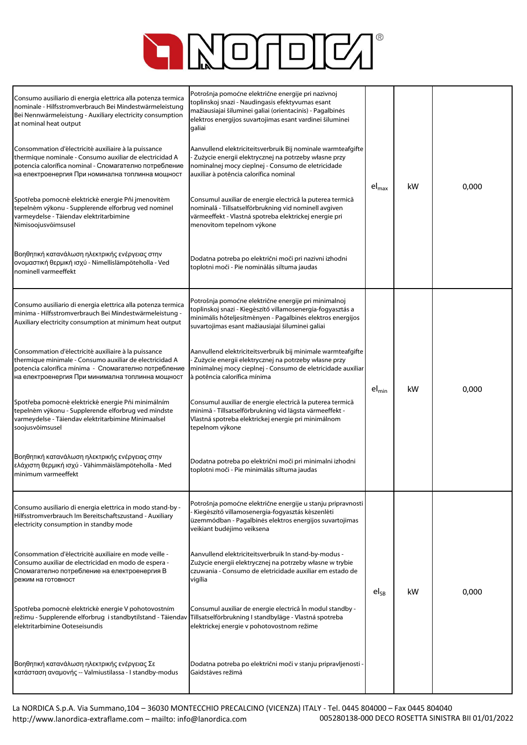| | | | | |
|---|---|---|---|---|
| Consumo ausiliario di energia elettrica alla potenza termica nominale - Hilfsstromverbrauch Bei Nennwärmeleistung - Auxiliary electricity consumption at nominal heat output<br><br>Consommation d'électricité auxiliaire à la puissance thermique nominale - Consumo auxiliar de electricidad A potencia calorífica nominal - Спомагателно потребление на електроенергия При номинална топлинна мощност<br><br>Spotřeba pomocné elektrické energie Při jmenovitém tepelném výkonu - Supplerende elforbrug ved nominel varmeydelse - Täiendav elektritarbimine Nimisoojusvõimsusel<br><br>Βοηθητική κατανάλωση ηλεκτρικής ενέργειας στην ονομαστική θερμική ισχύ - Nimellislämpöteholla - Ved nominell varmeeffekt | Potrošnja pomoćne električne energije pri nazivnoj toplinskoj snazi - Naudingasis efektyvumas esant mažiausiajai šiluminei galiai (orientacinis) - Pagalbinės elektros energijos suvartojimas esant vardinei šiluminei galiai<br><br>Aanvullend elektriciteitsverbruik Bij nominale warmteafgifte - Zużycie energii elektrycznej na potrzeby własne przy nominalnej mocy cieplnej - Consumo de eletricidade auxiliar à potência calorífica nominal<br><br>Consumul auxiliar de energie electrică la puterea termică nominală - Tillsatselförbrukning vid nominell avgiven värmeeffekt - Vlastná spotreba elektrickej energie pri menovitom tepelnom výkone<br><br>Dodatna potreba po električni moči pri nazivni izhodni toplotni moči - Pie nominālās siltuma jaudas | $el_{max}$ | kW | 0,000 |
| Consumo ausiliario di energia elettrica alla potenza termica minima - Hilfsstromverbrauch Bei Mindestwärmeleistung - Auxiliary electricity consumption at minimum heat output<br><br>Consommation d'électricité auxiliaire à la puissance thermique minimale - Consumo auxiliar de electricidad A potencia calorífica mínima - Спомагателно потребление на електроенергия При минимална топлинна мощност<br><br>Spotřeba pomocné elektrické energie Při minimálním tepelném výkonu - Supplerende elforbrug ved mindste varmeydelse - Täiendav elektritarbimine Minimaalsel soojusvõimsusel<br><br>Βοηθητική κατανάλωση ηλεκτρικής ενέργειας στην ελάχιστη θερμική ισχύ - Vähimmäislämpöteholla - Med minimum varmeeffekt | Potrošnja pomoćne električne energije pri minimalnoj toplinskoj snazi - Kiegészítő villamosenergia-fogyasztás a minimális hőteljesítményen - Pagalbinės elektros energijos suvartojimas esant mažiausiajai šiluminei galiai<br><br>Aanvullend elektriciteitsverbruik bij minimale warmteafgifte - Zużycie energii elektrycznej na potrzeby własne przy minimalnej mocy cieplnej - Consumo de eletricidade auxiliar à potência calorífica mínima<br><br>Consumul auxiliar de energie electrică la puterea termică minimă - Tillsatselförbrukning vid lägsta värmeeffekt - Vlastná spotreba elektrickej energie pri minimálnom tepelnom výkone<br><br>Dodatna potreba po električni moči pri minimalni izhodni toplotni moči - Pie minimālās siltuma jaudas | $el_{min}$ | kW | 0,000 |
| Consumo ausiliario di energia elettrica in modo stand-by - Hilfsstromverbrauch Im Bereitschaftszustand - Auxiliary electricity consumption in standby mode<br><br>Consommation d'électricité auxiliaire en mode veille - Consumo auxiliar de electricidad en modo de espera - Спомагателно потребление на електроенергия В режим на готовност<br><br>Spotřeba pomocné elektrické energie V pohotovostním režimu - Supplerende elforbrug i standbytilstand - Täiendav elektritarbimine Ooteseisundis<br><br>Βοηθητική κατανάλωση ηλεκτρικής ενέργειας Σε κατάσταση αναμονής -- Valmiustilassa - I standby-modus | Potrošnja pomoćne električne energije u stanju pripravnosti - Kiegészítő villamosenergia-fogyasztás készenléti üzemmódban - Pagalbinės elektros energijos suvartojimas veikiant budėjimo veiksena<br><br>Aanvullend elektriciteitsverbruik In stand-by-modus - Zużycie energii elektrycznej na potrzeby własne w trybie czuwania - Consumo de eletricidade auxiliar em estado de vigília<br><br>Consumul auxiliar de energie electrică În modul standby - Tillsatselförbrukning I standbyläge - Vlastná spotreba elektrickej energie v pohotovostnom režime<br><br>Dodatna potreba po električni moči v stanju pripravljenosti - Gaidstāves režīmā | $el_{SB}$ | kW | 0,000 |

La NORDICA S.p.A. Via Summano,104 – 36030 MONTECCHIO PRECALCINO (VICENZA) ITALY - Tel. 0445 804000 – Fax 0445 804040
http://www.lanordica-extraflame.com – mailto: info@lanordica.com 005280138-000 DECO ROSETTA SINISTRA BII 01/01/2022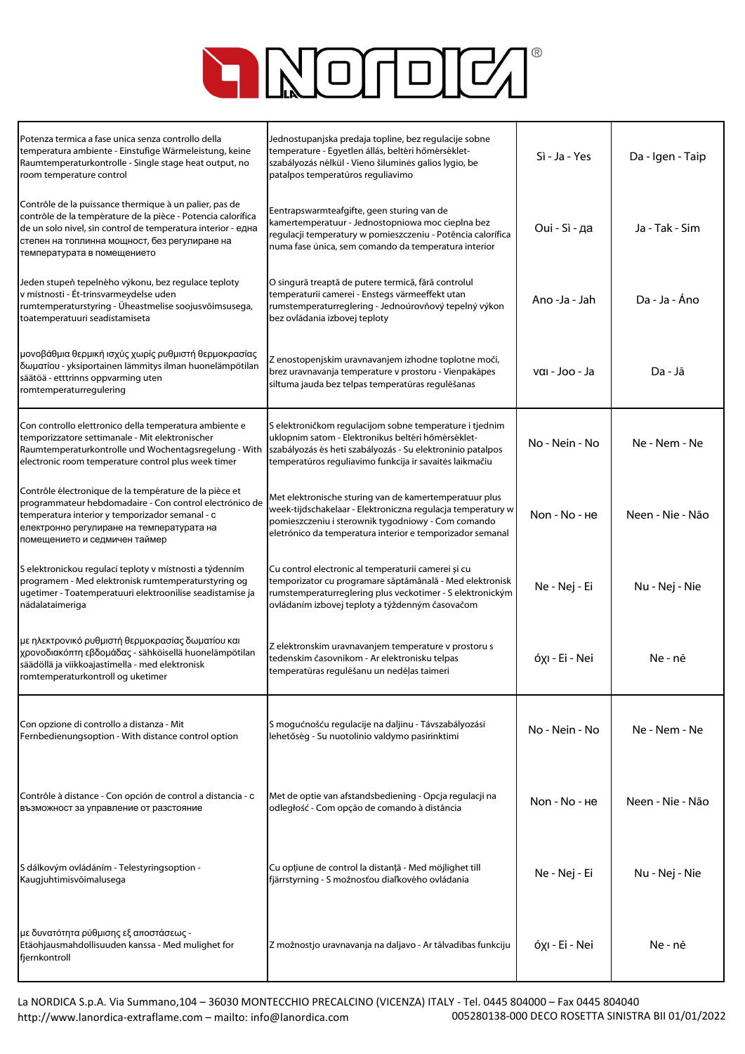| | | | |
|---|---|---|---|
| Potenza termica a fase unica senza controllo della temperatura ambiente - Einstufige Wärmeleistung, keine Raumtemperaturkontrolle - Single stage heat output, no room temperature control | Jednostupanjska predaja topline, bez regulacije sobne temperature - Egyetlen állás, beltéri hőmérséklet-szabályozás nélkül - Vieno šiluminės galios lygio, be patalpos temperatūros reguliavimo | Sì - Ja - Yes | Da - Igen - Taip |
| Contrôle de la puissance thermique à un palier, pas de contrôle de la température de la pièce - Potencia calorífica de un solo nivel, sin control de temperatura interior - една степен на топлинна мощност, без регулиране на температурата в помещението | Eentrapswarmteafgifte, geen sturing van de kamertemperatuur - Jednostopniowa moc cieplna bez regulacji temperatury w pomieszczeniu - Potência calorífica numa fase única, sem comando da temperatura interior | Oui - Sì - да | Ja - Tak - Sim |
| Jeden stupeň tepelného výkonu, bez regulace teploty v místnosti - Ét-trinsvarmeydelse uden rumtemperaturstyring - Üheastmelise soojusvõimsusega, toatemperatuuri seadistamiseta | O singură treaptă de putere termică, fără controlul temperaturii camerei - Enstegs värmeeffekt utan rumstemperaturreglering - Jednoúrovňový tepelný výkon bez ovládania izbovej teploty | Ano -Ja - Jah | Da - Ja - Áno |
| μονοβάθμια θερμική ισχύς χωρίς ρυθμιστή θερμοκρασίας δωματίου - yksiportainen lämmitys ilman huonelämpötilan säätöä - etttrinns oppvarming uten romtemperaturregulering | Z enostopenjskim uravnavanjem izhodne toplotne moči, brez uravnavanja temperature v prostoru - Vienpakāpes siltuma jauda bez telpas temperatūras regulēšanas | ναι - Joo - Ja | Da - Jā |
| Con controllo elettronico della temperatura ambiente e temporizzatore settimanale - Mit elektronischer Raumtemperaturkontrolle und Wochentagsregelung - With electronic room temperature control plus week timer | S elektroničkom regulacijom sobne temperature i tjednim uklopnim satom - Elektronikus beltéri hőmérséklet-szabályozás és heti szabályozás - Su elektroninio patalpos temperatūros reguliavimo funkcija ir savaitės laikmačiu | No - Nein - No | Ne - Nem - Ne |
| Contrôle électronique de la température de la pièce et programmateur hebdomadaire - Con control electrónico de temperatura interior y temporizador semanal - с електронно регулиране на температурата на помещението и седмичен таймер | Met elektronische sturing van de kamertemperatuur plus week-tijdschakelaar - Elektroniczna regulacja temperatury w pomieszczeniu i sterownik tygodniowy - Com comando eletrónico da temperatura interior e temporizador semanal | Non - No - не | Neen - Nie - Não |
| S elektronickou regulací teploty v místnosti a týdenním programem - Med elektronisk rumtemperaturstyring og ugetimer - Toatemperatuuri elektroonilise seadistamise ja nädalataimeriga | Cu control electronic al temperaturii camerei și cu temporizator cu programare săptămânală - Med elektronisk rumstemperaturreglering plus veckotimer - S elektronickým ovládaním izbovej teploty a týždenným časovačom | Ne - Nej - Ei | Nu - Nej - Nie |
| με ηλεκτρονικό ρυθμιστή θερμοκρασίας δωματίου και χρονοδιακόπτη εβδομάδας - sähköisellä huonelämpötilan säädöllä ja viikkoajastimella - med elektronisk romtemperaturkontroll og uketimer | Z elektronskim uravnavanjem temperature v prostoru s tedenskim časovnikom - Ar elektronisku telpas temperatūras regulēšanu un nedēļas taimeri | όχι - Ei - Nei | Ne - nē |
| Con opzione di controllo a distanza - Mit Fernbedienungsoption - With distance control option | S mogućnošću regulacije na daljinu - Távszabályozási lehetőség - Su nuotolinio valdymo pasirinktimi | No - Nein - No | Ne - Nem - Ne |
| Contrôle à distance - Con opción de control a distancia - с възможност за управление от разстояние | Met de optie van afstandsbediening - Opcja regulacji na odległość - Com opção de comando à distância | Non - No - не | Neen - Nie - Não |
| S dálkovým ovládáním - Telestyringsoption - Kaugjuhtimisvõimalusega | Cu opțiune de control la distanță - Med möjlighet till fjärrstyrning - S možnosťou diaľkového ovládania | Ne - Nej - Ei | Nu - Nej - Nie |
| με δυνατότητα ρύθμισης εξ αποστάσεως - Etäohjausmahdollisuuden kanssa - Med mulighet for fjernkontroll | Z možnostjo uravnavanja na daljavo - Ar tālvadības funkciju | όχι - Ei - Nei | Ne - nē |

La NORDICA S.p.A. Via Summano,104 – 36030 MONTECCHIO PRECALCINO (VICENZA) ITALY - Tel. 0445 804000 – Fax 0445 804040
http://www.lanordica-extraflame.com – mailto: info@lanordica.com 005280138-000 DECO ROSETTA SINISTRA BII 01/01/2022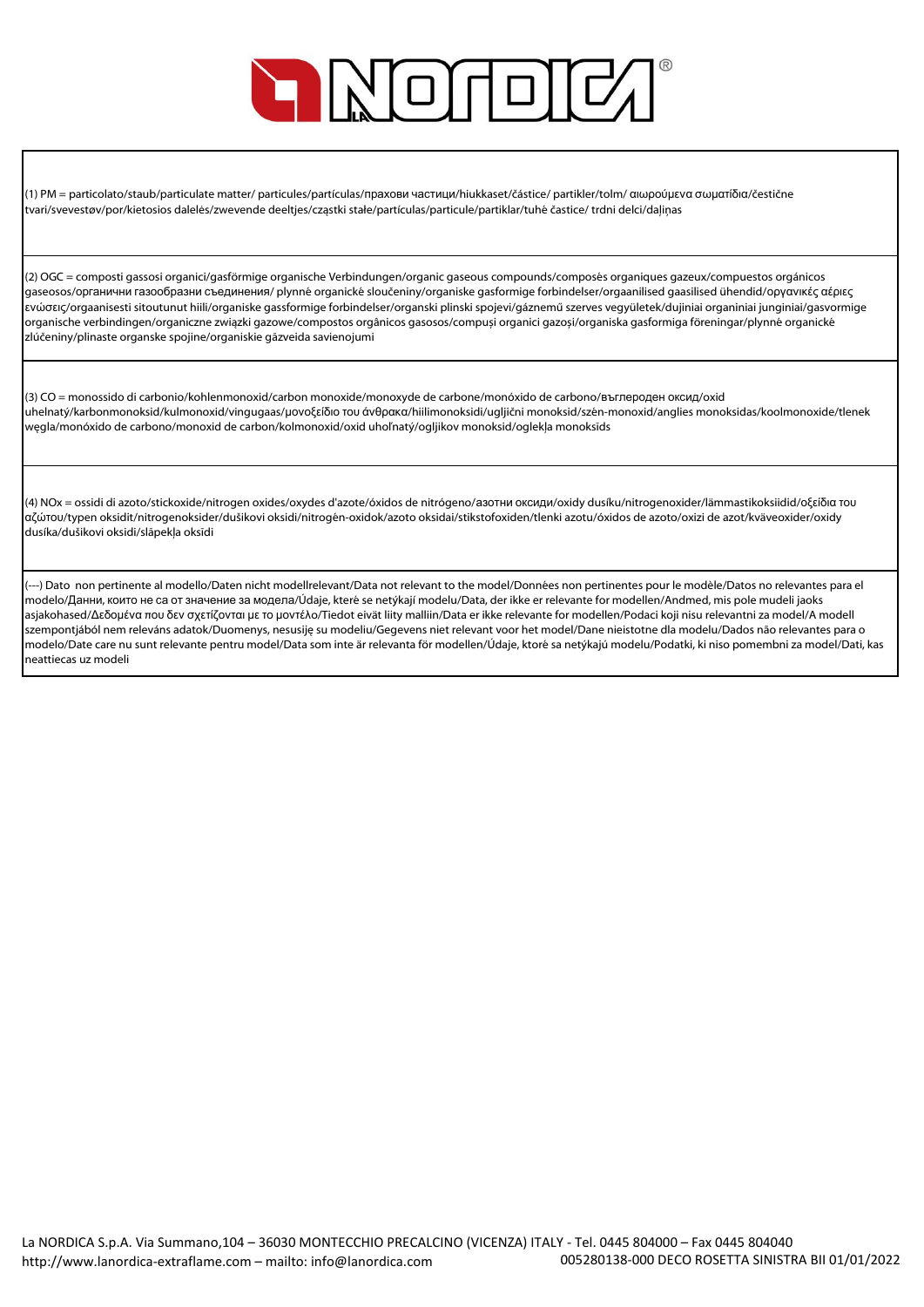(1) PM = particolato/staub/particulate matter/ particules/partículas/прахови частици/hiukkaset/částice/ partikler/tolm/ αιωρούμενα σωματίδια/čestične tvari/svevestøv/por/kietosios dalelės/zwevende deeltjes/cząstki stałe/partículas/particule/partiklar/tuhé častice/ trdni delci/daļiņas

(2) OGC = composti gassosi organici/gasförmige organische Verbindungen/organic gaseous compounds/composés organiques gazeux/compuestos orgánicos gaseosos/органични газообразни съединения/ plynné organické sloučeniny/organiske gasformige forbindelser/orgaanilised gaasilised ühendid/οργανικές αέριες ενώσεις/orgaanisesti sitoutunut hiili/organiske gassformige forbindelser/organski plinski spojevi/gáznemű szerves vegyületek/dujiniai organiniai junginiai/gasvormige organische verbindingen/organiczne związki gazowe/compostos orgânicos gasosos/compuși organici gazoși/organiska gasformiga föreningar/plynné organické zlúčeniny/plinaste organske spojine/organiskie gāzveida savienojumi

(3) CO = monossido di carbonio/kohlenmonoxid/carbon monoxide/monoxyde de carbone/monóxido de carbono/въглероден оксид/oxid uhelnatý/karbonmonoksid/kulmonoxid/vingugaas/μονοξείδιο του άνθρακα/hiilimonoksidi/ugljični monoksid/szén-monoxid/anglies monoksidas/koolmonoxide/tlenek węgla/monóxido de carbono/monoxid de carbon/kolmonoxid/oxid uhoľnatý/ogljikov monoksid/oglekļa monoksīds

(4) NOx = ossidi di azoto/stickoxide/nitrogen oxides/oxydes d'azote/óxidos de nitrógeno/азотни оксиди/oxidy dusíku/nitrogenoxider/lämmastikoksiidid/οξείδια του αζώτου/typen oksidit/nitrogenoksider/dušikovi oksidi/nitrogén-oxidok/azoto oksidai/stikstofoxiden/tlenki azotu/óxidos de azoto/oxizi de azot/kväveoxider/oxidy dusíka/dušikovi oksidi/slāpekļa oksīdi

(---) Dato non pertinente al modello/Daten nicht modellrelevant/Data not relevant to the model/Donnèes non pertinentes pour le modèle/Datos no relevantes para el modelo/Данни, които не са от значение за модела/Údaje, které se netýkají modelu/Data, der ikke er relevante for modellen/Andmed, mis pole mudeli jaoks asjakohased/Δεδομένα που δεν σχετίζονται με το μοντέλο/Tiedot eivät liity malliin/Data er ikke relevante for modellen/Podaci koji nisu relevantni za model/A modell szempontjából nem releváns adatok/Duomenys, nesusiję su modeliu/Gegevens niet relevant voor het model/Dane nieistotne dla modelu/Dados não relevantes para o modelo/Date care nu sunt relevante pentru model/Data som inte är relevanta för modellen/Údaje, ktoré sa netýkajú modelu/Podatki, ki niso pomembni za model/Dati, kas neattiecas uz modeli

La NORDICA S.p.A. Via Summano,104 – 36030 MONTECCHIO PRECALCINO (VICENZA) ITALY - Tel. 0445 804000 – Fax 0445 804040
http://www.lanordica-extraflame.com – mailto: info@lanordica.com 005280138-000 DECO ROSETTA SINISTRA BII 01/01/2022